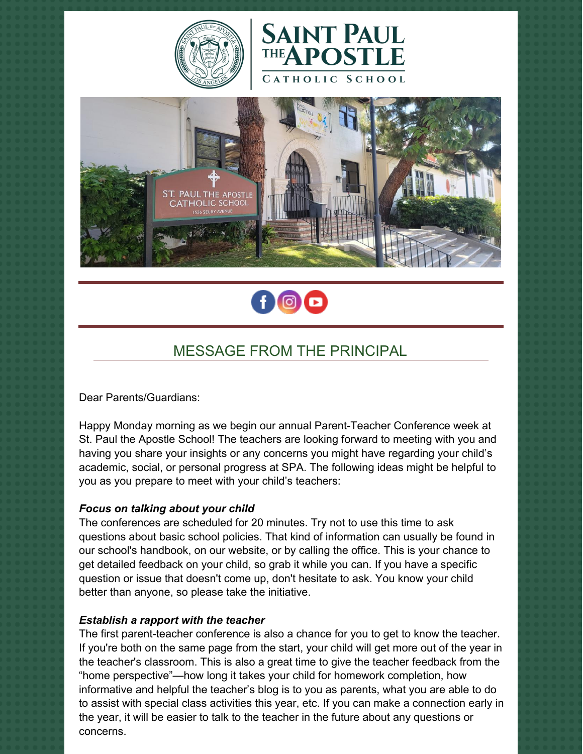# SAINT PAUL THE APOSTLE CATHOLIC SCHOOL

## MESSAGE FROM THE PRINCIPAL

Dear Parents/Guardians:

Happy Monday morning as we begin our annual Parent-Teacher Conference week at St. Paul the Apostle School! The teachers are looking forward to meeting with you and having you share your insights or any concerns you might have regarding your child's academic, social, or personal progress at SPA. The following ideas might be helpful to you as you prepare to meet with your child's teachers:

***Focus on talking about your child***
The conferences are scheduled for 20 minutes. Try not to use this time to ask questions about basic school policies. That kind of information can usually be found in our school's handbook, on our website, or by calling the office. This is your chance to get detailed feedback on your child, so grab it while you can. If you have a specific question or issue that doesn't come up, don't hesitate to ask. You know your child better than anyone, so please take the initiative.

***Establish a rapport with the teacher***
The first parent-teacher conference is also a chance for you to get to know the teacher. If you're both on the same page from the start, your child will get more out of the year in the teacher's classroom. This is also a great time to give the teacher feedback from the "home perspective"—how long it takes your child for homework completion, how informative and helpful the teacher's blog is to you as parents, what you are able to do to assist with special class activities this year, etc. If you can make a connection early in the year, it will be easier to talk to the teacher in the future about any questions or concerns.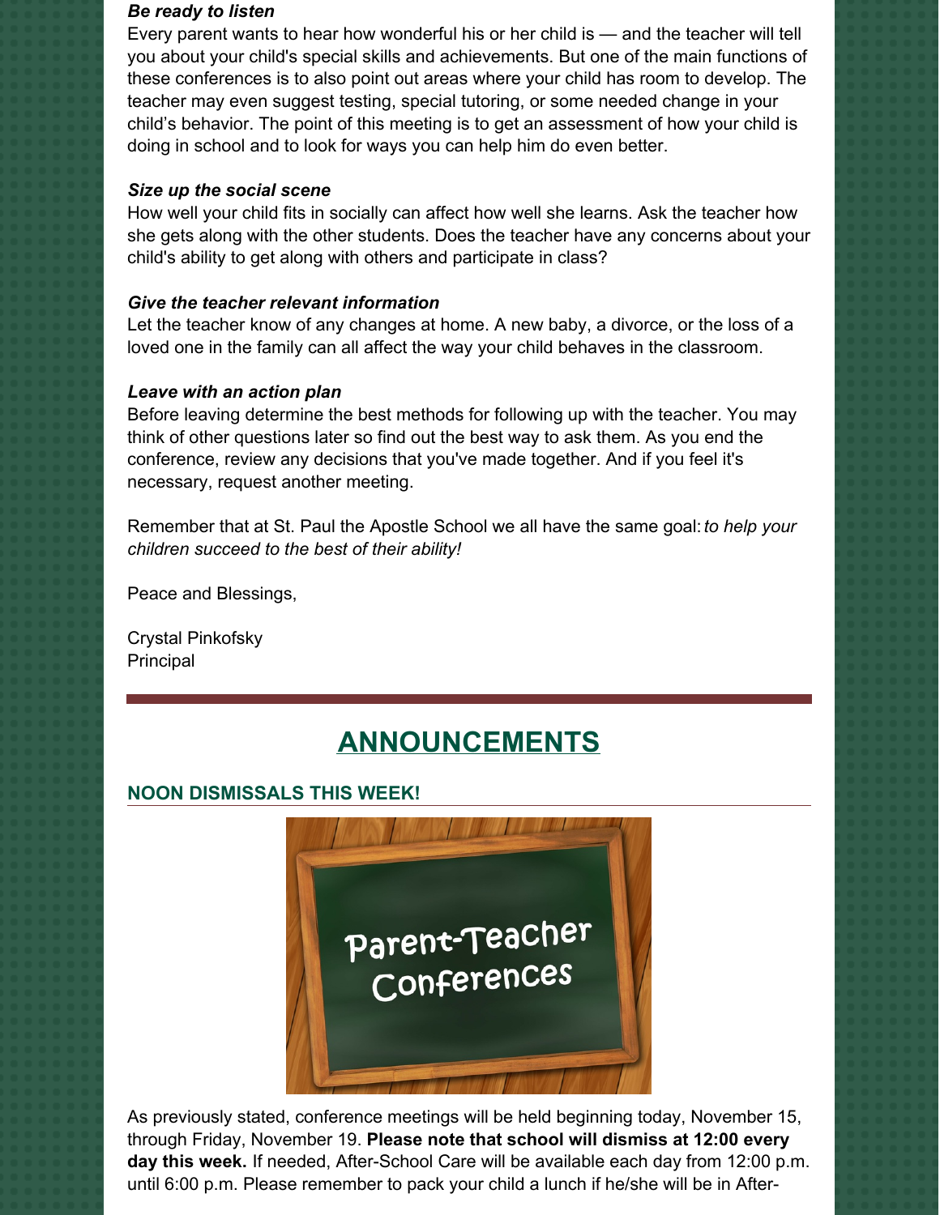***Be ready to listen***

Every parent wants to hear how wonderful his or her child is — and the teacher will tell you about your child's special skills and achievements. But one of the main functions of these conferences is to also point out areas where your child has room to develop. The teacher may even suggest testing, special tutoring, or some needed change in your child's behavior. The point of this meeting is to get an assessment of how your child is doing in school and to look for ways you can help him do even better.

***Size up the social scene***

How well your child fits in socially can affect how well she learns. Ask the teacher how she gets along with the other students. Does the teacher have any concerns about your child's ability to get along with others and participate in class?

***Give the teacher relevant information***

Let the teacher know of any changes at home. A new baby, a divorce, or the loss of a loved one in the family can all affect the way your child behaves in the classroom.

***Leave with an action plan***

Before leaving determine the best methods for following up with the teacher. You may think of other questions later so find out the best way to ask them. As you end the conference, review any decisions that you've made together. And if you feel it's necessary, request another meeting.

Remember that at St. Paul the Apostle School we all have the same goal: *to help your children succeed to the best of their ability!*

Peace and Blessings,

Crystal Pinkofsky
Principal

# ANNOUNCEMENTS

## NOON DISMISSALS THIS WEEK!

As previously stated, conference meetings will be held beginning today, November 15, through Friday, November 19. **Please note that school will dismiss at 12:00 every day this week.** If needed, After-School Care will be available each day from 12:00 p.m. until 6:00 p.m. Please remember to pack your child a lunch if he/she will be in After-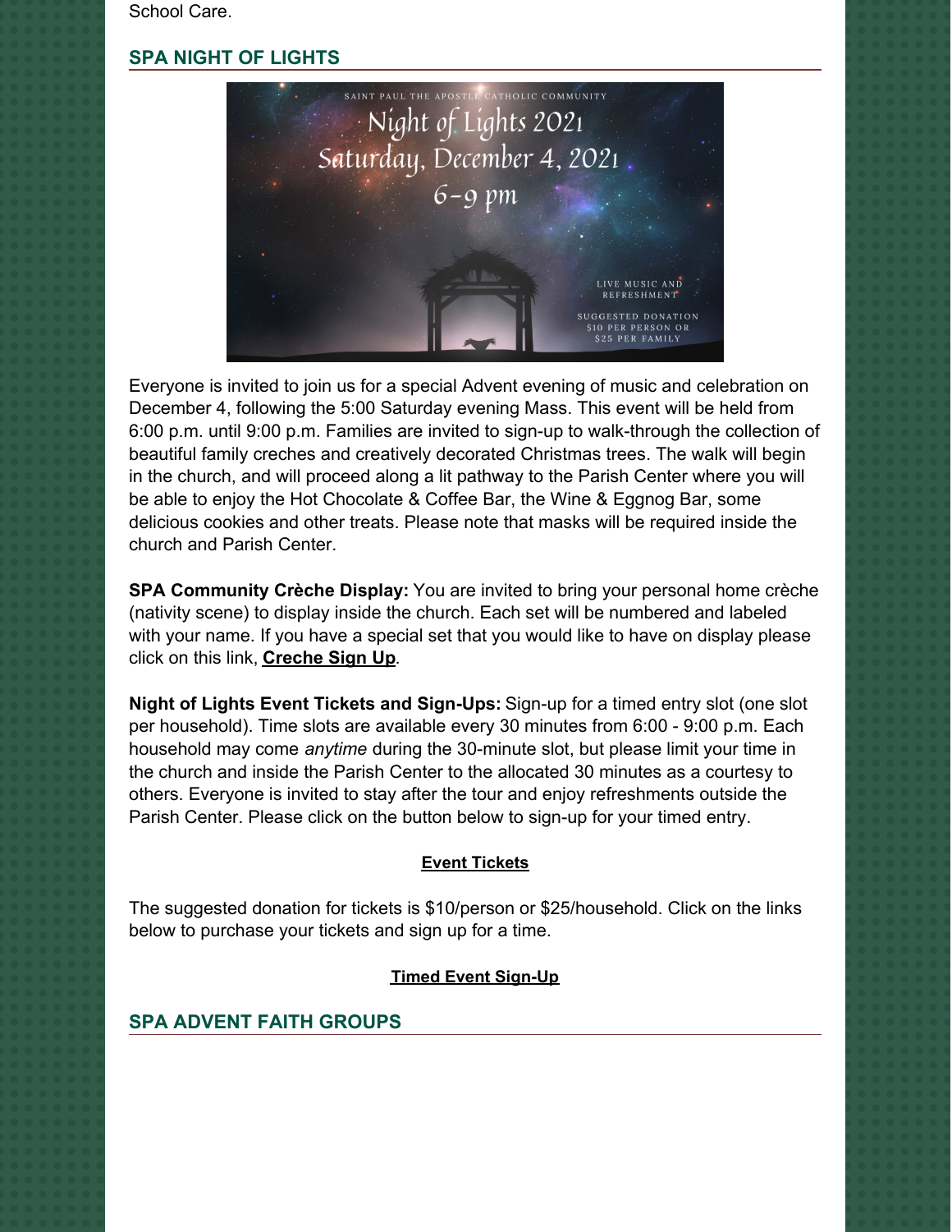School Care.

## SPA NIGHT OF LIGHTS

Everyone is invited to join us for a special Advent evening of music and celebration on December 4, following the 5:00 Saturday evening Mass. This event will be held from 6:00 p.m. until 9:00 p.m. Families are invited to sign-up to walk-through the collection of beautiful family creches and creatively decorated Christmas trees. The walk will begin in the church, and will proceed along a lit pathway to the Parish Center where you will be able to enjoy the Hot Chocolate & Coffee Bar, the Wine & Eggnog Bar, some delicious cookies and other treats. Please note that masks will be required inside the church and Parish Center.

**SPA Community Crèche Display:** You are invited to bring your personal home crèche (nativity scene) to display inside the church. Each set will be numbered and labeled with your name. If you have a special set that you would like to have on display please click on this link, **Creche Sign Up**.

**Night of Lights Event Tickets and Sign-Ups:** Sign-up for a timed entry slot (one slot per household). Time slots are available every 30 minutes from 6:00 - 9:00 p.m. Each household may come *anytime* during the 30-minute slot, but please limit your time in the church and inside the Parish Center to the allocated 30 minutes as a courtesy to others. Everyone is invited to stay after the tour and enjoy refreshments outside the Parish Center. Please click on the button below to sign-up for your timed entry.

**Event Tickets**

The suggested donation for tickets is $10/person or $25/household. Click on the links below to purchase your tickets and sign up for a time.

**Timed Event Sign-Up**

## SPA ADVENT FAITH GROUPS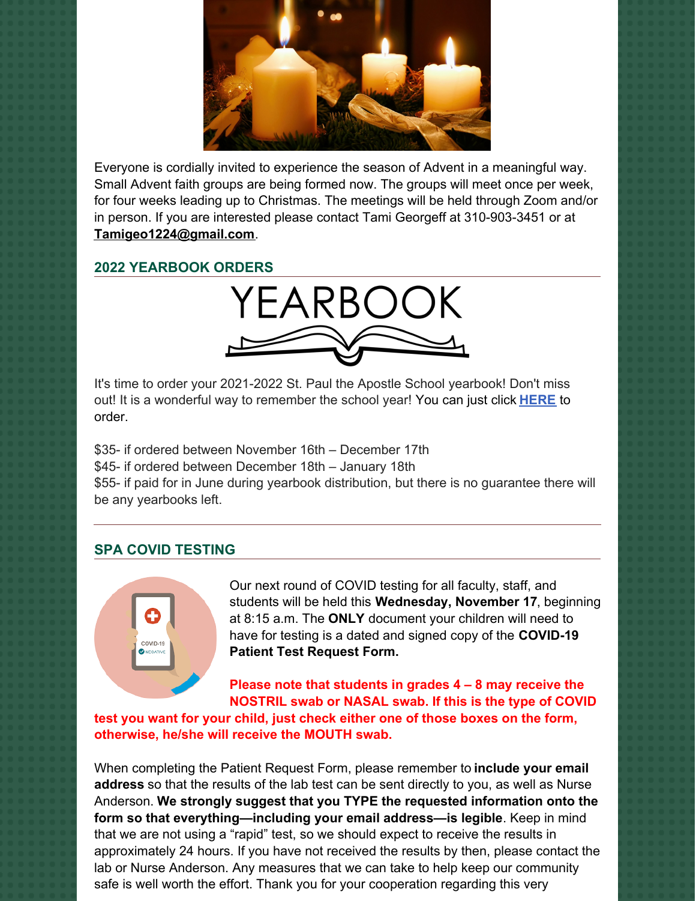Everyone is cordially invited to experience the season of Advent in a meaningful way. Small Advent faith groups are being formed now. The groups will meet once per week, for four weeks leading up to Christmas. The meetings will be held through Zoom and/or in person. If you are interested please contact Tami Georgeff at 310-903-3451 or at **Tamigeo1224@gmail.com**.

## 2022 YEARBOOK ORDERS

It's time to order your 2021-2022 St. Paul the Apostle School yearbook! Don't miss out! It is a wonderful way to remember the school year! You can just click **HERE** to order.

$35- if ordered between November 16th – December 17th
$45- if ordered between December 18th – January 18th
$55- if paid for in June during yearbook distribution, but there is no guarantee there will be any yearbooks left.

## SPA COVID TESTING

Our next round of COVID testing for all faculty, staff, and students will be held this **Wednesday, November 17**, beginning at 8:15 a.m. The **ONLY** document your children will need to have for testing is a dated and signed copy of the **COVID-19 Patient Test Request Form.**

**Please note that students in grades 4 – 8 may receive the NOSTRIL swab or NASAL swab. If this is the type of COVID test you want for your child, just check either one of those boxes on the form, otherwise, he/she will receive the MOUTH swab.**

When completing the Patient Request Form, please remember to **include your email address** so that the results of the lab test can be sent directly to you, as well as Nurse Anderson. **We strongly suggest that you TYPE the requested information onto the form so that everything—including your email address—is legible**. Keep in mind that we are not using a "rapid" test, so we should expect to receive the results in approximately 24 hours. If you have not received the results by then, please contact the lab or Nurse Anderson. Any measures that we can take to help keep our community safe is well worth the effort. Thank you for your cooperation regarding this very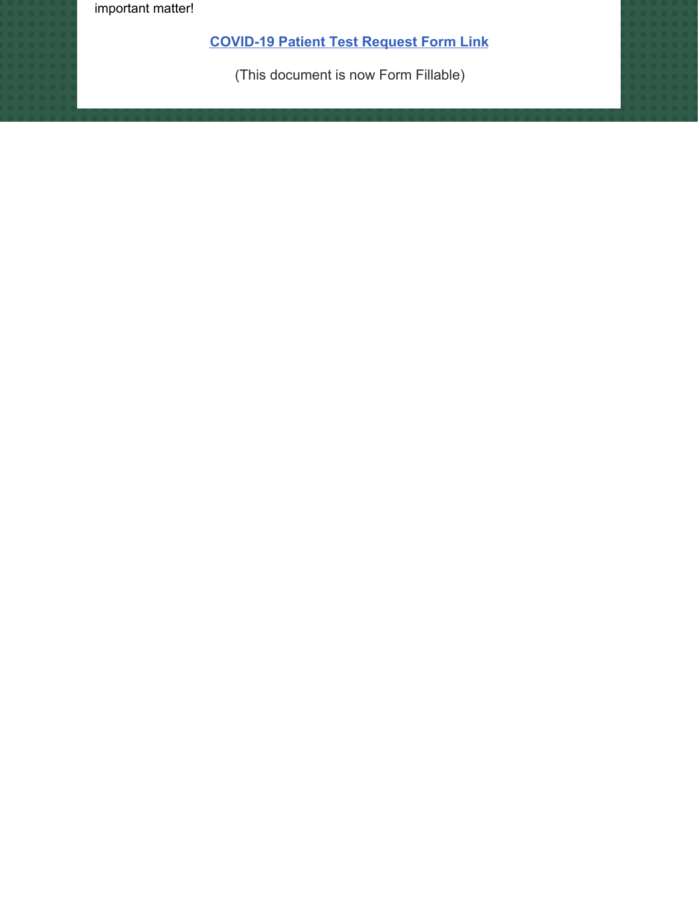important matter!

**[COVID-19 Patient Test Request Form Link]**

(This document is now Form Fillable)